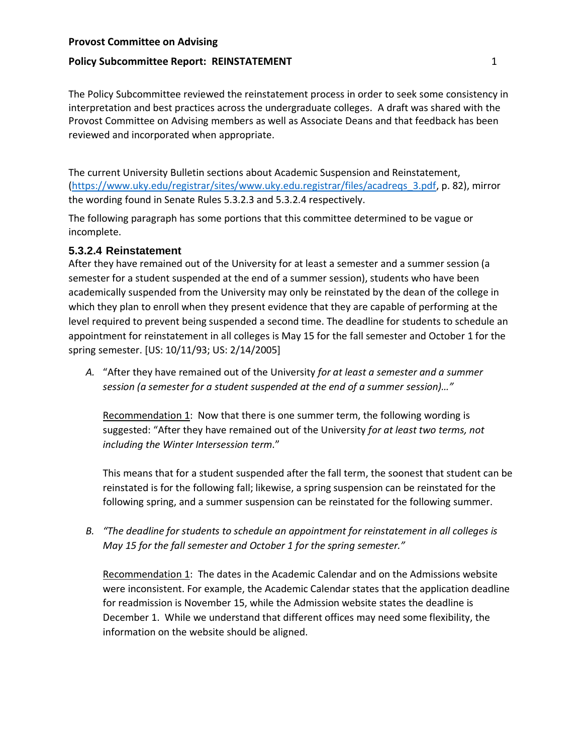**Provost Committee on Advising**

**Policy Subcommittee Report: REINSTATEMENT**

The Policy Subcommittee reviewed the reinstatement process in order to seek some consistency in interpretation and best practices across the undergraduate colleges. A draft was shared with the Provost Committee on Advising members as well as Associate Deans and that feedback has been reviewed and incorporated when appropriate.

The current University Bulletin sections about Academic Suspension and Reinstatement, (https://www.uky.edu/registrar/sites/www.uky.edu.registrar/files/acadreqs_3.pdf, p. 82), mirror the wording found in Senate Rules 5.3.2.3 and 5.3.2.4 respectively.

The following paragraph has some portions that this committee determined to be vague or incomplete.

### 5.3.2.4 Reinstatement

After they have remained out of the University for at least a semester and a summer session (a semester for a student suspended at the end of a summer session), students who have been academically suspended from the University may only be reinstated by the dean of the college in which they plan to enroll when they present evidence that they are capable of performing at the level required to prevent being suspended a second time. The deadline for students to schedule an appointment for reinstatement in all colleges is May 15 for the fall semester and October 1 for the spring semester. [US: 10/11/93; US: 2/14/2005]

*A.* "After they have remained out of the University *for at least a semester and a summer session (a semester for a student suspended at the end of a summer session)…"*

   Recommendation 1: Now that there is one summer term, the following wording is suggested: "After they have remained out of the University *for at least two terms, not including the Winter Intersession term.*"

   This means that for a student suspended after the fall term, the soonest that student can be reinstated is for the following fall; likewise, a spring suspension can be reinstated for the following spring, and a summer suspension can be reinstated for the following summer.

*B.* *"The deadline for students to schedule an appointment for reinstatement in all colleges is May 15 for the fall semester and October 1 for the spring semester."*

   Recommendation 1: The dates in the Academic Calendar and on the Admissions website were inconsistent. For example, the Academic Calendar states that the application deadline for readmission is November 15, while the Admission website states the deadline is December 1. While we understand that different offices may need some flexibility, the information on the website should be aligned.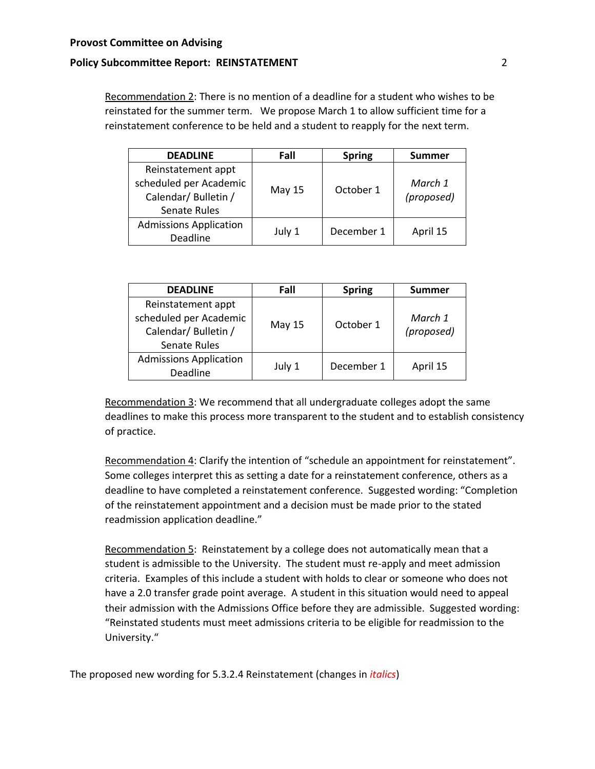<u>Recommendation 2</u>: There is no mention of a deadline for a student who wishes to be reinstated for the summer term. We propose March 1 to allow sufficient time for a reinstatement conference to be held and a student to reapply for the next term.

| DEADLINE | Fall | Spring | Summer |
|---|---|---|---|
| Reinstatement appt scheduled per Academic Calendar/ Bulletin / Senate Rules | May 15 | October 1 | *March 1 (proposed)* |
| Admissions Application Deadline | July 1 | December 1 | April 15 |

| DEADLINE | Fall | Spring | Summer |
|---|---|---|---|
| Reinstatement appt scheduled per Academic Calendar/ Bulletin / Senate Rules | May 15 | October 1 | *March 1 (proposed)* |
| Admissions Application Deadline | July 1 | December 1 | April 15 |

<u>Recommendation 3</u>: We recommend that all undergraduate colleges adopt the same deadlines to make this process more transparent to the student and to establish consistency of practice.

<u>Recommendation 4</u>: Clarify the intention of "schedule an appointment for reinstatement". Some colleges interpret this as setting a date for a reinstatement conference, others as a deadline to have completed a reinstatement conference. Suggested wording: "Completion of the reinstatement appointment and a decision must be made prior to the stated readmission application deadline."

<u>Recommendation 5</u>: Reinstatement by a college does not automatically mean that a student is admissible to the University. The student must re-apply and meet admission criteria. Examples of this include a student with holds to clear or someone who does not have a 2.0 transfer grade point average. A student in this situation would need to appeal their admission with the Admissions Office before they are admissible. Suggested wording: "Reinstated students must meet admissions criteria to be eligible for readmission to the University."

The proposed new wording for 5.3.2.4 Reinstatement (changes in *italics*)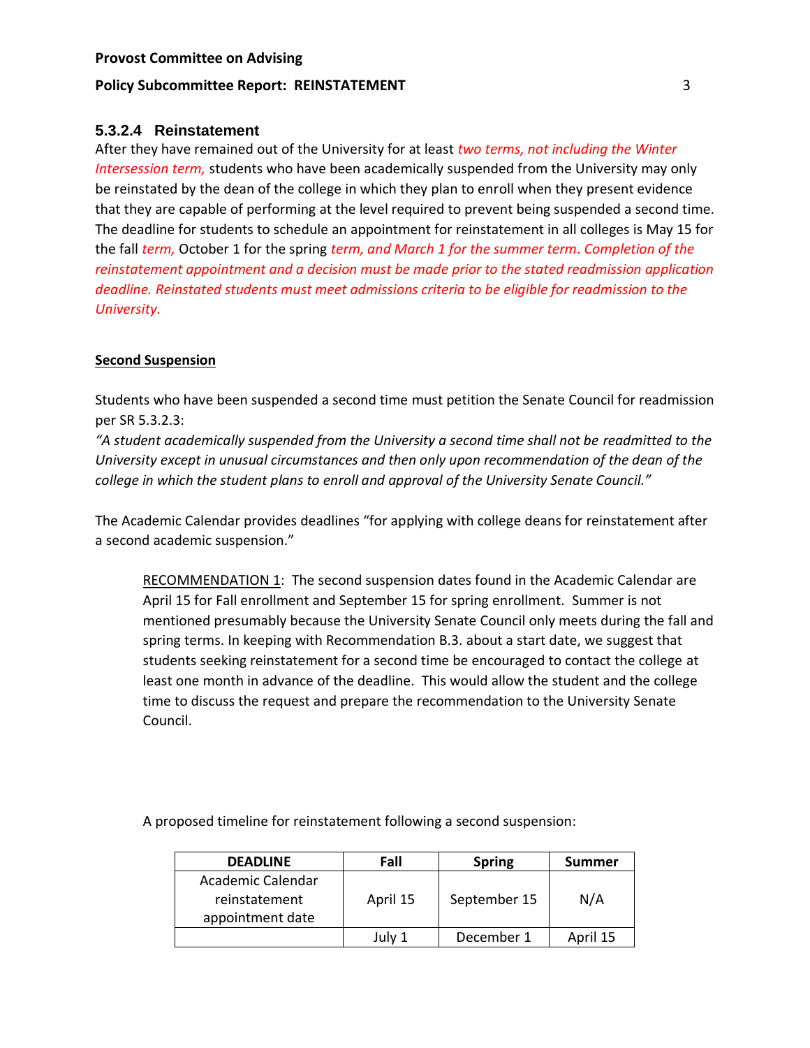### 5.3.2.4 Reinstatement

After they have remained out of the University for at least *two terms, not including the Winter Intersession term,* students who have been academically suspended from the University may only be reinstated by the dean of the college in which they plan to enroll when they present evidence that they are capable of performing at the level required to prevent being suspended a second time. The deadline for students to schedule an appointment for reinstatement in all colleges is May 15 for the fall *term,* October 1 for the spring *term, and March 1 for the summer term. Completion of the reinstatement appointment and a decision must be made prior to the stated readmission application deadline. Reinstated students must meet admissions criteria to be eligible for readmission to the University.*

**Second Suspension**

Students who have been suspended a second time must petition the Senate Council for readmission per SR 5.3.2.3:

*"A student academically suspended from the University a second time shall not be readmitted to the University except in unusual circumstances and then only upon recommendation of the dean of the college in which the student plans to enroll and approval of the University Senate Council."*

The Academic Calendar provides deadlines "for applying with college deans for reinstatement after a second academic suspension."

> RECOMMENDATION 1: The second suspension dates found in the Academic Calendar are April 15 for Fall enrollment and September 15 for spring enrollment. Summer is not mentioned presumably because the University Senate Council only meets during the fall and spring terms. In keeping with Recommendation B.3. about a start date, we suggest that students seeking reinstatement for a second time be encouraged to contact the college at least one month in advance of the deadline. This would allow the student and the college time to discuss the request and prepare the recommendation to the University Senate Council.

A proposed timeline for reinstatement following a second suspension:

| DEADLINE | Fall | Spring | Summer |
|---|---|---|---|
| Academic Calendar reinstatement appointment date | April 15 | September 15 | N/A |
| | July 1 | December 1 | April 15 |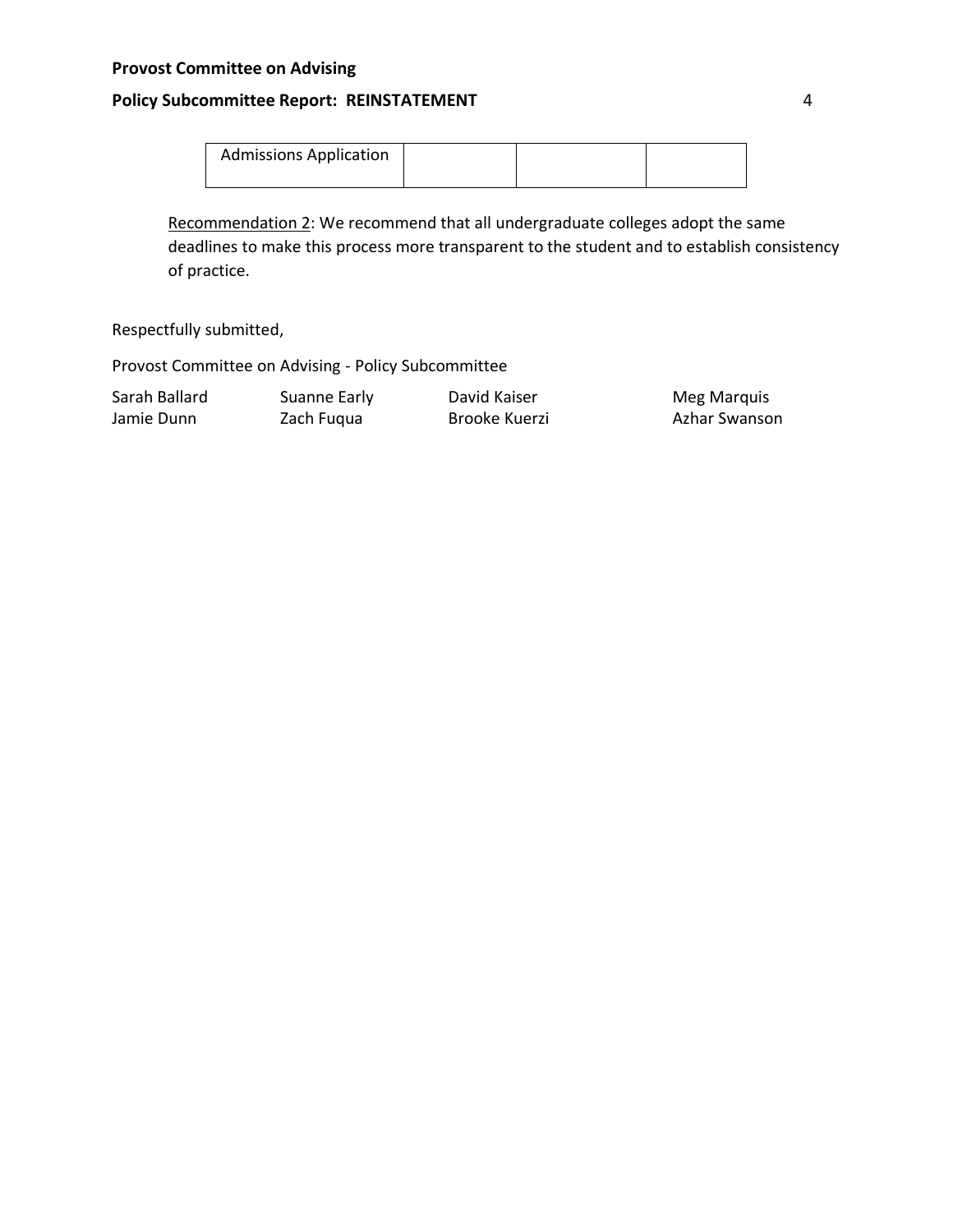| | | | |
|---|---|---|---|
| Admissions Application | | | |

<u>Recommendation 2</u>: We recommend that all undergraduate colleges adopt the same deadlines to make this process more transparent to the student and to establish consistency of practice.

Respectfully submitted,

Provost Committee on Advising - Policy Subcommittee

| | | | |
|---|---|---|---|
| Sarah Ballard | Suanne Early | David Kaiser | Meg Marquis |
| Jamie Dunn | Zach Fuqua | Brooke Kuerzi | Azhar Swanson |